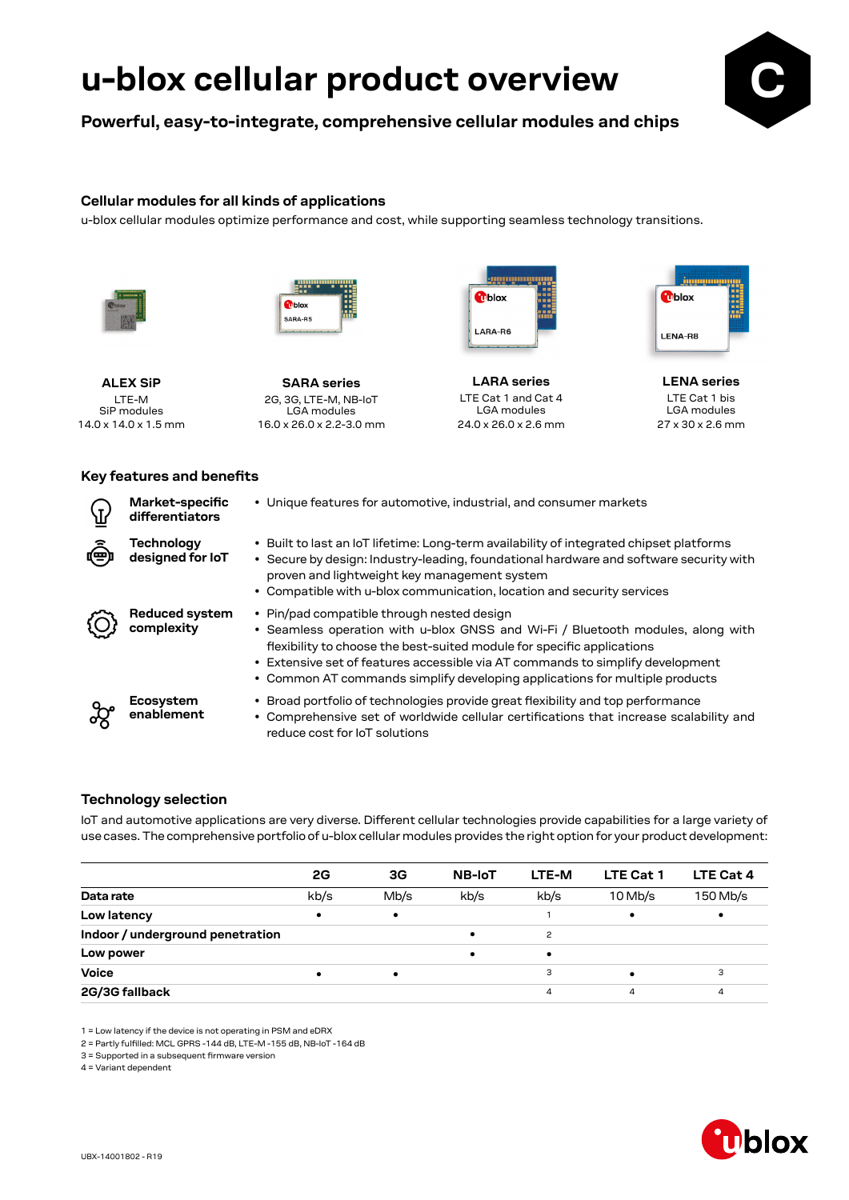# u-blox cellular product overview

**Powerful, easy-to-integrate, comprehensive cellular modules and chips**

## Cellular modules for all kinds of applications

u-blox cellular modules optimize performance and cost, while supporting seamless technology transitions.

**ALEX SiP**
LTE-M
SiP modules
14.0 x 14.0 x 1.5 mm

**SARA series**
2G, 3G, LTE-M, NB-IoT
LGA modules
16.0 x 26.0 x 2.2-3.0 mm

**LARA series**
LTE Cat 1 and Cat 4
LGA modules
24.0 x 26.0 x 2.6 mm

**LENA series**
LTE Cat 1 bis
LGA modules
27 x 30 x 2.6 mm

## Key features and benefits

**Market-specific differentiators**

- Unique features for automotive, industrial, and consumer markets

**Technology designed for IoT**

- Built to last an IoT lifetime: Long-term availability of integrated chipset platforms
- Secure by design: Industry-leading, foundational hardware and software security with proven and lightweight key management system
- Compatible with u-blox communication, location and security services

**Reduced system complexity**

- Pin/pad compatible through nested design
- Seamless operation with u-blox GNSS and Wi-Fi / Bluetooth modules, along with flexibility to choose the best-suited module for specific applications
- Extensive set of features accessible via AT commands to simplify development
- Common AT commands simplify developing applications for multiple products

**Ecosystem enablement**

- Broad portfolio of technologies provide great flexibility and top performance
- Comprehensive set of worldwide cellular certifications that increase scalability and reduce cost for IoT solutions

## Technology selection

IoT and automotive applications are very diverse. Different cellular technologies provide capabilities for a large variety of use cases. The comprehensive portfolio of u-blox cellular modules provides the right option for your product development:

| | 2G | 3G | NB-IoT | LTE-M | LTE Cat 1 | LTE Cat 4 |
|---|---|---|---|---|---|---|
| **Data rate** | kb/s | Mb/s | kb/s | kb/s | 10 Mb/s | 150 Mb/s |
| **Low latency** | • | • | | 1 | • | • |
| **Indoor / underground penetration** | | | • | 2 | | |
| **Low power** | | | • | • | | |
| **Voice** | • | • | | 3 | • | 3 |
| **2G/3G fallback** | | | | 4 | 4 | 4 |

1 = Low latency if the device is not operating in PSM and eDRX
2 = Partly fulfilled: MCL GPRS -144 dB, LTE-M -155 dB, NB-IoT -164 dB
3 = Supported in a subsequent firmware version
4 = Variant dependent

UBX-14001802 - R19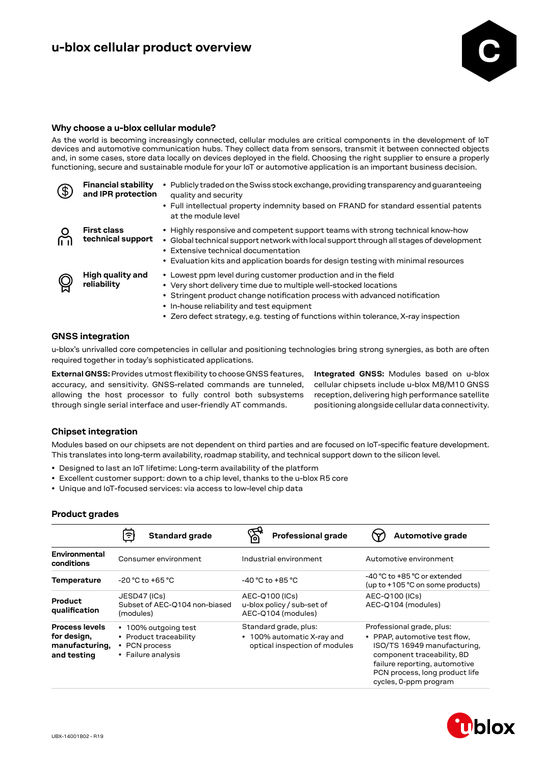# u-blox cellular product overview

## Why choose a u-blox cellular module?

As the world is becoming increasingly connected, cellular modules are critical components in the development of IoT devices and automotive communication hubs. They collect data from sensors, transmit it between connected objects and, in some cases, store data locally on devices deployed in the field. Choosing the right supplier to ensure a properly functioning, secure and sustainable module for your IoT or automotive application is an important business decision.

**Financial stability and IPR protection**

- Publicly traded on the Swiss stock exchange, providing transparency and guaranteeing quality and security
- Full intellectual property indemnity based on FRAND for standard essential patents at the module level

**First class technical support**

- Highly responsive and competent support teams with strong technical know-how
- Global technical support network with local support through all stages of development
- Extensive technical documentation
- Evaluation kits and application boards for design testing with minimal resources

**High quality and reliability**

- Lowest ppm level during customer production and in the field
- Very short delivery time due to multiple well-stocked locations
- Stringent product change notification process with advanced notification
- In-house reliability and test equipment
- Zero defect strategy, e.g. testing of functions within tolerance, X-ray inspection

## GNSS integration

u-blox's unrivalled core competencies in cellular and positioning technologies bring strong synergies, as both are often required together in today's sophisticated applications.

**External GNSS:** Provides utmost flexibility to choose GNSS features, accuracy, and sensitivity. GNSS-related commands are tunneled, allowing the host processor to fully control both subsystems through single serial interface and user-friendly AT commands.

**Integrated GNSS:** Modules based on u-blox cellular chipsets include u-blox M8/M10 GNSS reception, delivering high performance satellite positioning alongside cellular data connectivity.

## Chipset integration

Modules based on our chipsets are not dependent on third parties and are focused on IoT-specific feature development. This translates into long-term availability, roadmap stability, and technical support down to the silicon level.

- Designed to last an IoT lifetime: Long-term availability of the platform
- Excellent customer support: down to a chip level, thanks to the u-blox R5 core
- Unique and IoT-focused services: via access to low-level chip data

## Product grades

| | Standard grade | Professional grade | Automotive grade |
|---|---|---|---|
| **Environmental conditions** | Consumer environment | Industrial environment | Automotive environment |
| **Temperature** | -20 °C to +65 °C | -40 °C to +85 °C | -40 °C to +85 °C or extended (up to +105 °C on some products) |
| **Product qualification** | JESD47 (ICs)<br>Subset of AEC-Q104 non-biased (modules) | AEC-Q100 (ICs)<br>u-blox policy / sub-set of AEC-Q104 (modules) | AEC-Q100 (ICs)<br>AEC-Q104 (modules) |
| **Process levels for design, manufacturing, and testing** | • 100% outgoing test<br>• Product traceability<br>• PCN process<br>• Failure analysis | Standard grade, plus:<br>• 100% automatic X-ray and optical inspection of modules | Professional grade, plus:<br>• PPAP, automotive test flow, ISO/TS 16949 manufacturing, component traceability, 8D failure reporting, automotive PCN process, long product life cycles, 0-ppm program |

UBX-14001802 - R19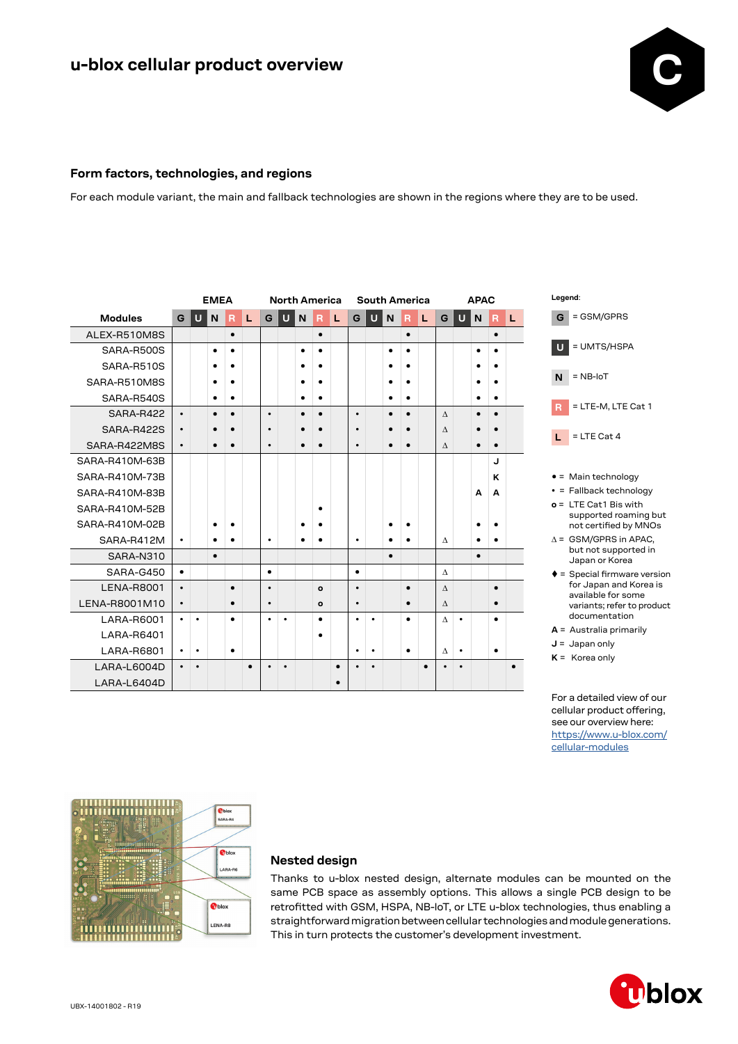# u-blox cellular product overview

## Form factors, technologies, and regions

For each module variant, the main and fallback technologies are shown in the regions where they are to be used.

| Modules | EMEA | | | | | North America | | | | | South America | | | | | APAC | | | | |
|---|---|---|---|---|---|---|---|---|---|---|---|---|---|---|---|---|---|---|---|---|
| | G | U | N | R | L | G | U | N | R | L | G | U | N | R | L | G | U | N | R | L |
| ALEX-R510M8S | | | | ● | | | | | ● | | | | | ● | | | | | ● | |
| SARA-R500S | | | ● | ● | | | | ● | ● | | | | ● | ● | | | | ● | ● | |
| SARA-R510S | | | ● | ● | | | | ● | ● | | | | ● | ● | | | | ● | ● | |
| SARA-R510M8S | | | ● | ● | | | | ● | ● | | | | ● | ● | | | | ● | ● | |
| SARA-R540S | | | ● | ● | | | | ● | ● | | | | ● | ● | | | | ● | ● | |
| SARA-R422 | • | | ● | ● | | • | | ● | ● | | • | | ● | ● | | ∆ | | ● | ● | |
| SARA-R422S | • | | ● | ● | | • | | ● | ● | | • | | ● | ● | | ∆ | | ● | ● | |
| SARA-R422M8S | • | | ● | ● | | • | | ● | ● | | • | | ● | ● | | ∆ | | ● | ● | |
| SARA-R410M-63B | | | | | | | | | | | | | | | | | | | J | |
| SARA-R410M-73B | | | | | | | | | | | | | | | | | | | K | |
| SARA-R410M-83B | | | | | | | | | | | | | | | | | | A | A | |
| SARA-R410M-52B | | | | | | | | | ● | | | | | | | | | | | |
| SARA-R410M-02B | | | ● | ● | | | | ● | ● | | | | ● | ● | | | | ● | ● | |
| SARA-R412M | • | | ● | ● | | • | | ● | ● | | • | | ● | ● | | ∆ | | ● | ● | |
| SARA-N310 | | | ● | | | | | | | | | | ● | | | | | ● | | |
| SARA-G450 | ● | | | | | ● | | | | | ● | | | | | ∆ | | | | |
| LENA-R8001 | • | | | ● | | • | | | o | | • | | | ● | | ∆ | | | ● | |
| LENA-R8001M10 | • | | | ● | | • | | | o | | • | | | ● | | ∆ | | | ● | |
| LARA-R6001 | • | • | | ● | | • | • | | ● | | • | • | | ● | | ∆ | • | | ● | |
| LARA-R6401 | | | | | | | | | ● | | | | | | | | | | | |
| LARA-R6801 | • | • | | ● | | | | | | | • | • | | ● | | ∆ | • | | ● | |
| LARA-L6004D | • | • | | | ● | • | • | | | ● | • | • | | | ● | • | • | | | ● |
| LARA-L6404D | | | | | | | | | | ● | | | | | | | | | | |

Legend:

- **G** = GSM/GPRS
- **U** = UMTS/HSPA
- **N** = NB-IoT
- **R** = LTE-M, LTE Cat 1
- **L** = LTE Cat 4

- ● = Main technology
- • = Fallback technology
- **o** = LTE Cat1 Bis with supported roaming but not certified by MNOs
- ∆ = GSM/GPRS in APAC, but not supported in Japan or Korea
- ♦ = Special firmware version for Japan and Korea is available for some variants; refer to product documentation
- **A** = Australia primarily
- **J** = Japan only
- **K** = Korea only

For a detailed view of our cellular product offering, see our overview here: https://www.u-blox.com/cellular-modules

## Nested design

Thanks to u-blox nested design, alternate modules can be mounted on the same PCB space as assembly options. This allows a single PCB design to be retrofitted with GSM, HSPA, NB-IoT, or LTE u-blox technologies, thus enabling a straightforward migration between cellular technologies and module generations. This in turn protects the customer's development investment.

UBX-14001802 - R19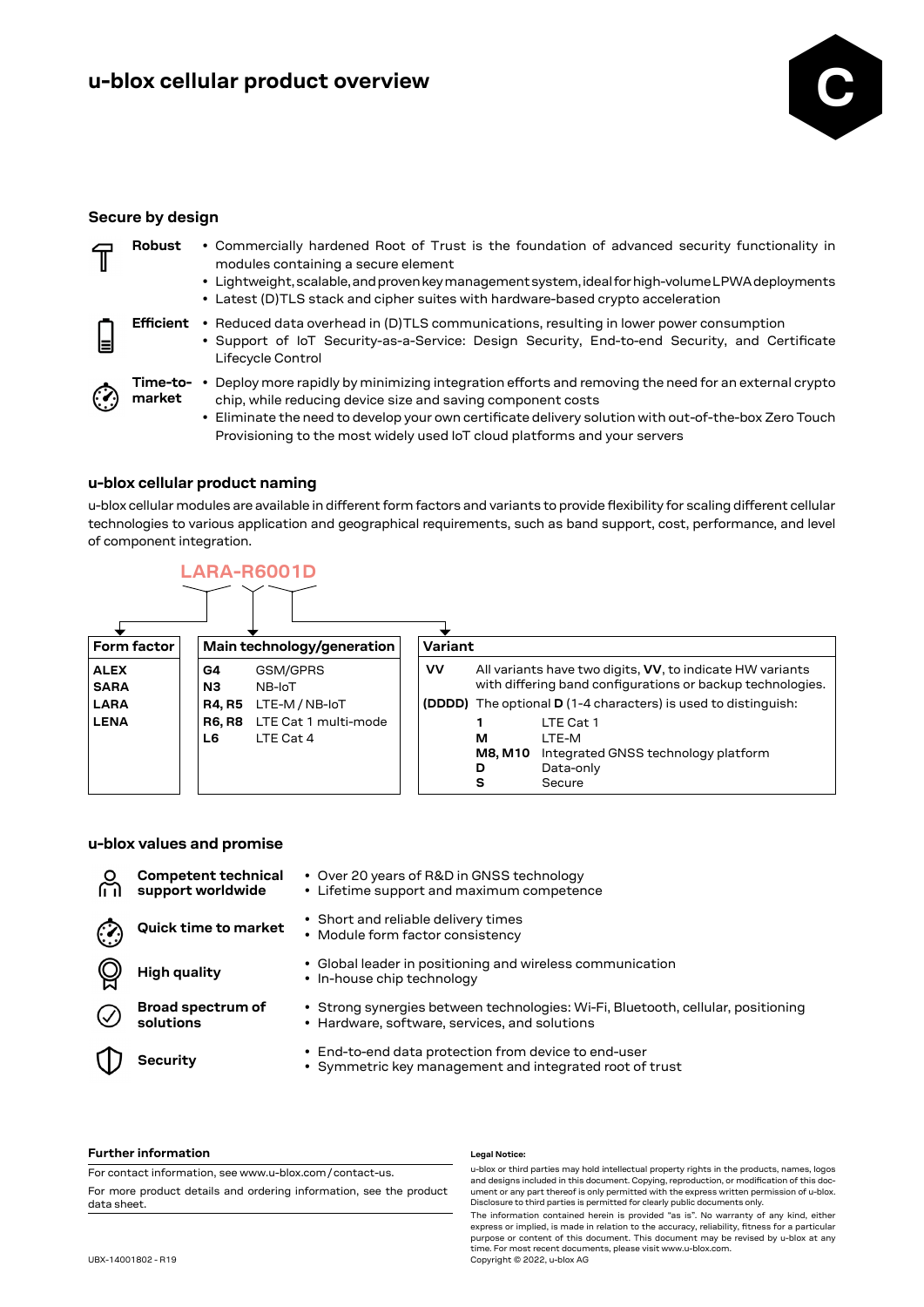# u-blox cellular product overview

## Secure by design

**Robust**
- Commercially hardened Root of Trust is the foundation of advanced security functionality in modules containing a secure element
- Lightweight, scalable, and proven key management system, ideal for high-volume LPWA deployments
- Latest (D)TLS stack and cipher suites with hardware-based crypto acceleration

**Efficient**
- Reduced data overhead in (D)TLS communications, resulting in lower power consumption
- Support of IoT Security-as-a-Service: Design Security, End-to-end Security, and Certificate Lifecycle Control

**Time-to-market**
- Deploy more rapidly by minimizing integration efforts and removing the need for an external crypto chip, while reducing device size and saving component costs
- Eliminate the need to develop your own certificate delivery solution with out-of-the-box Zero Touch Provisioning to the most widely used IoT cloud platforms and your servers

## u-blox cellular product naming

u-blox cellular modules are available in different form factors and variants to provide flexibility for scaling different cellular technologies to various application and geographical requirements, such as band support, cost, performance, and level of component integration.

**LARA-R6001D**

| Form factor |
|---|
| **ALEX** |
| **SARA** |
| **LARA** |
| **LENA** |

| Main technology/generation | |
|---|---|
| **G4** | GSM/GPRS |
| **N3** | NB-IoT |
| **R4, R5** | LTE-M / NB-IoT |
| **R6, R8** | LTE Cat 1 multi-mode |
| **L6** | LTE Cat 4 |

| Variant | |
|---|---|
| **VV** | All variants have two digits, **VV**, to indicate HW variants with differing band configurations or backup technologies. |
| **(DDDD)** | The optional **D** (1-4 characters) is used to distinguish: |
| **1** | LTE Cat 1 |
| **M** | LTE-M |
| **M8, M10** | Integrated GNSS technology platform |
| **D** | Data-only |
| **S** | Secure |

## u-blox values and promise

**Competent technical support worldwide**
- Over 20 years of R&D in GNSS technology
- Lifetime support and maximum competence

**Quick time to market**
- Short and reliable delivery times
- Module form factor consistency

**High quality**
- Global leader in positioning and wireless communication
- In-house chip technology

**Broad spectrum of solutions**
- Strong synergies between technologies: Wi-Fi, Bluetooth, cellular, positioning
- Hardware, software, services, and solutions

**Security**
- End-to-end data protection from device to end-user
- Symmetric key management and integrated root of trust

**Further information**

For contact information, see www.u-blox.com/contact-us.

For more product details and ordering information, see the product data sheet.

UBX-14001802 - R19

**Legal Notice:**

u-blox or third parties may hold intellectual property rights in the products, names, logos and designs included in this document. Copying, reproduction, or modification of this document or any part thereof is only permitted with the express written permission of u-blox. Disclosure to third parties is permitted for clearly public documents only.

The information contained herein is provided "as is". No warranty of any kind, either express or implied, is made in relation to the accuracy, reliability, fitness for a particular purpose or content of this document. This document may be revised by u-blox at any time. For most recent documents, please visit www.u-blox.com.

Copyright © 2022, u-blox AG